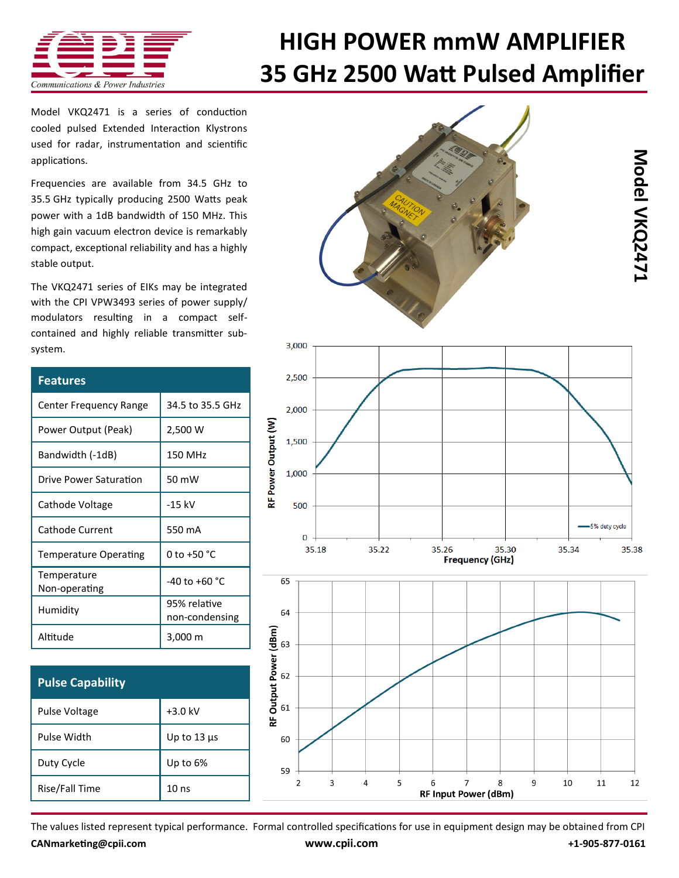# HIGH POWER mmW AMPLIFIER
# 35 GHz 2500 Watt Pulsed Amplifier

## Model VKQ2471

Model VKQ2471 is a series of conduction cooled pulsed Extended Interaction Klystrons used for radar, instrumentation and scientific applications.

Frequencies are available from 34.5 GHz to 35.5 GHz typically producing 2500 Watts peak power with a 1dB bandwidth of 150 MHz. This high gain vacuum electron device is remarkably compact, exceptional reliability and has a highly stable output.

The VKQ2471 series of EIKs may be integrated with the CPI VPW3493 series of power supply/ modulators resulting in a compact self-contained and highly reliable transmitter sub-system.

| Features | |
|---|---|
| Center Frequency Range | 34.5 to 35.5 GHz |
| Power Output (Peak) | 2,500 W |
| Bandwidth (-1dB) | 150 MHz |
| Drive Power Saturation | 50 mW |
| Cathode Voltage | -15 kV |
| Cathode Current | 550 mA |
| Temperature Operating | 0 to +50 °C |
| Temperature Non-operating | -40 to +60 °C |
| Humidity | 95% relative non-condensing |
| Altitude | 3,000 m |

| Pulse Capability | |
|---|---|
| Pulse Voltage | +3.0 kV |
| Pulse Width | Up to 13 µs |
| Duty Cycle | Up to 6% |
| Rise/Fall Time | 10 ns |

The values listed represent typical performance. Formal controlled specifications for use in equipment design may be obtained from CPI

**CANmarketing@cpii.com** **www.cpii.com** **+1-905-877-0161**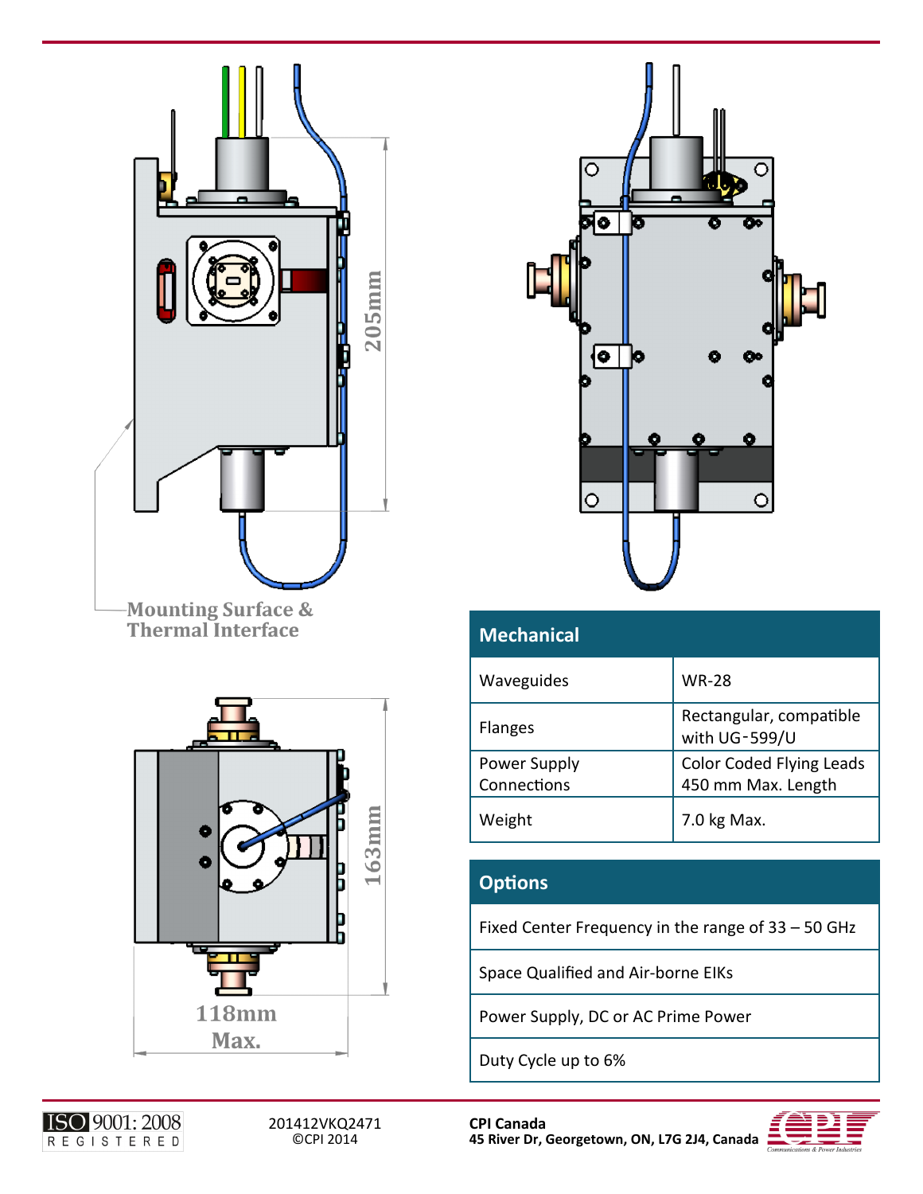205mm

Mounting Surface & Thermal Interface

163mm

118mm Max.

## Mechanical

| | |
|---|---|
| Waveguides | WR-28 |
| Flanges | Rectangular, compatible with UG-599/U |
| Power Supply Connections | Color Coded Flying Leads 450 mm Max. Length |
| Weight | 7.0 kg Max. |

## Options

- Fixed Center Frequency in the range of 33 – 50 GHz
- Space Qualified and Air-borne EIKs
- Power Supply, DC or AC Prime Power
- Duty Cycle up to 6%

ISO 9001: 2008 REGISTERED

201412VKQ2471
©CPI 2014

**CPI Canada**
**45 River Dr, Georgetown, ON, L7G 2J4, Canada**